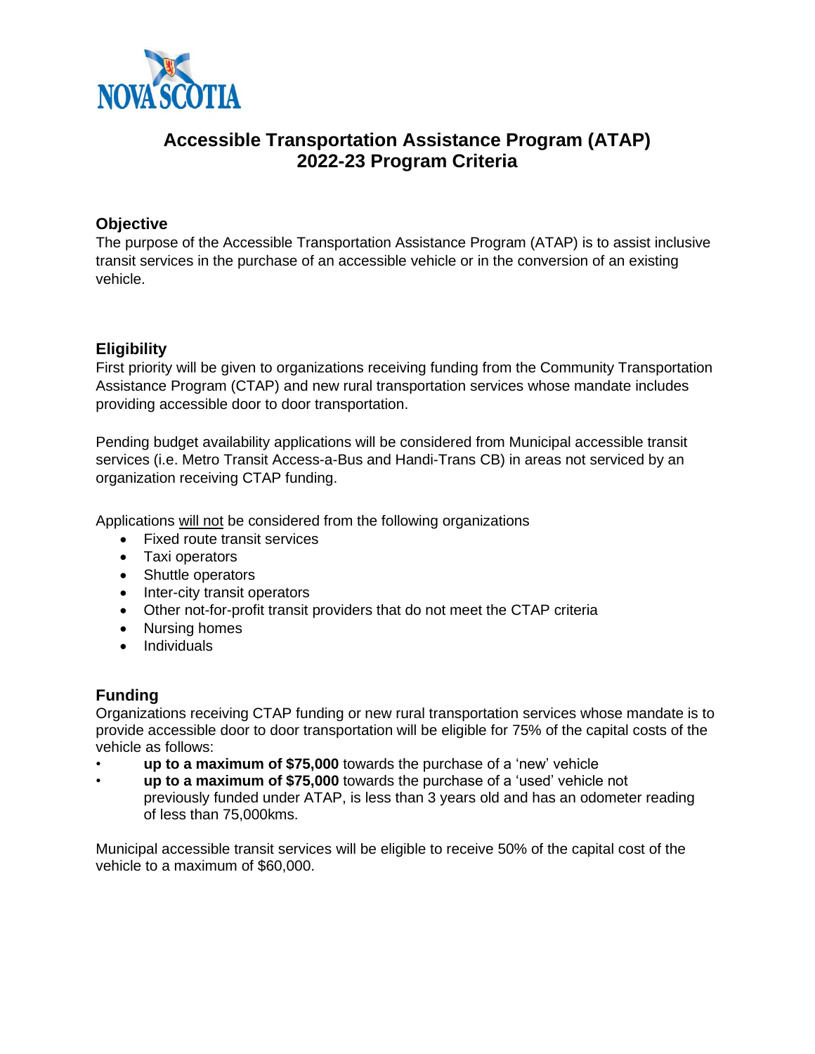# Accessible Transportation Assistance Program (ATAP)
# 2022-23 Program Criteria

## Objective

The purpose of the Accessible Transportation Assistance Program (ATAP) is to assist inclusive transit services in the purchase of an accessible vehicle or in the conversion of an existing vehicle.

## Eligibility

First priority will be given to organizations receiving funding from the Community Transportation Assistance Program (CTAP) and new rural transportation services whose mandate includes providing accessible door to door transportation.

Pending budget availability applications will be considered from Municipal accessible transit services (i.e. Metro Transit Access-a-Bus and Handi-Trans CB) in areas not serviced by an organization receiving CTAP funding.

Applications will not be considered from the following organizations

- Fixed route transit services
- Taxi operators
- Shuttle operators
- Inter-city transit operators
- Other not-for-profit transit providers that do not meet the CTAP criteria
- Nursing homes
- Individuals

## Funding

Organizations receiving CTAP funding or new rural transportation services whose mandate is to provide accessible door to door transportation will be eligible for 75% of the capital costs of the vehicle as follows:

- **up to a maximum of $75,000** towards the purchase of a 'new' vehicle
- **up to a maximum of $75,000** towards the purchase of a 'used' vehicle not previously funded under ATAP, is less than 3 years old and has an odometer reading of less than 75,000kms.

Municipal accessible transit services will be eligible to receive 50% of the capital cost of the vehicle to a maximum of $60,000.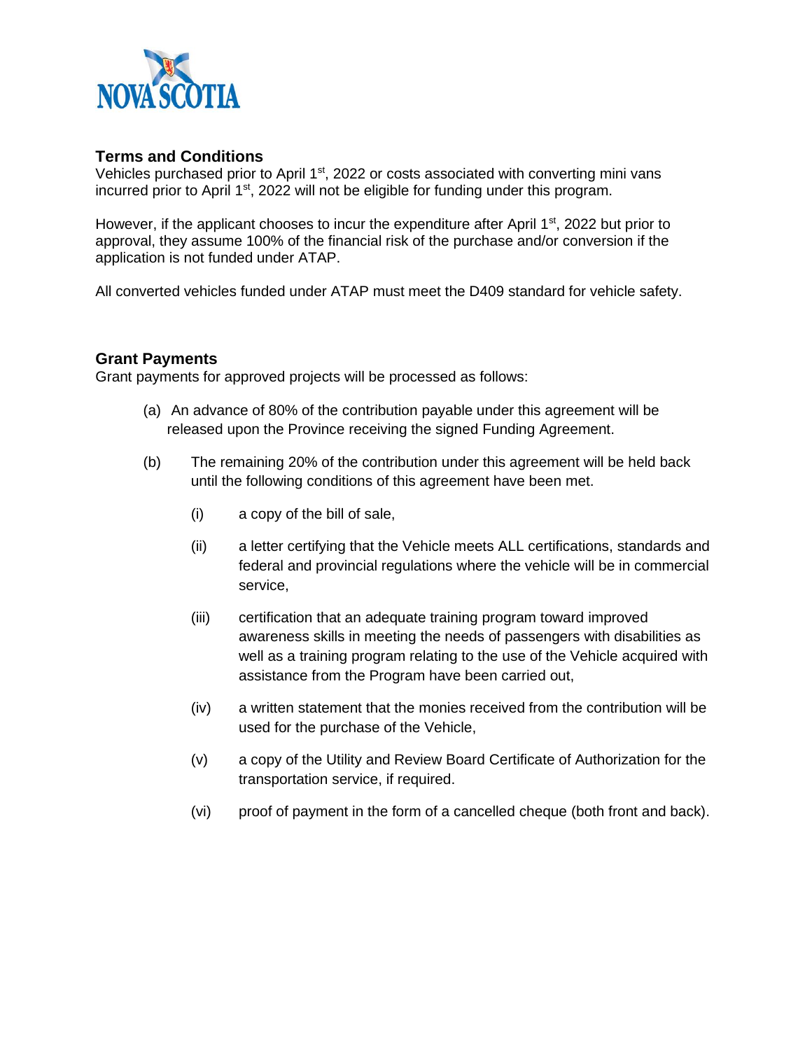## Terms and Conditions

Vehicles purchased prior to April 1st, 2022 or costs associated with converting mini vans incurred prior to April 1st, 2022 will not be eligible for funding under this program.

However, if the applicant chooses to incur the expenditure after April 1st, 2022 but prior to approval, they assume 100% of the financial risk of the purchase and/or conversion if the application is not funded under ATAP.

All converted vehicles funded under ATAP must meet the D409 standard for vehicle safety.

## Grant Payments

Grant payments for approved projects will be processed as follows:

(a) An advance of 80% of the contribution payable under this agreement will be released upon the Province receiving the signed Funding Agreement.

(b) The remaining 20% of the contribution under this agreement will be held back until the following conditions of this agreement have been met.

- (i) a copy of the bill of sale,
- (ii) a letter certifying that the Vehicle meets ALL certifications, standards and federal and provincial regulations where the vehicle will be in commercial service,
- (iii) certification that an adequate training program toward improved awareness skills in meeting the needs of passengers with disabilities as well as a training program relating to the use of the Vehicle acquired with assistance from the Program have been carried out,
- (iv) a written statement that the monies received from the contribution will be used for the purchase of the Vehicle,
- (v) a copy of the Utility and Review Board Certificate of Authorization for the transportation service, if required.
- (vi) proof of payment in the form of a cancelled cheque (both front and back).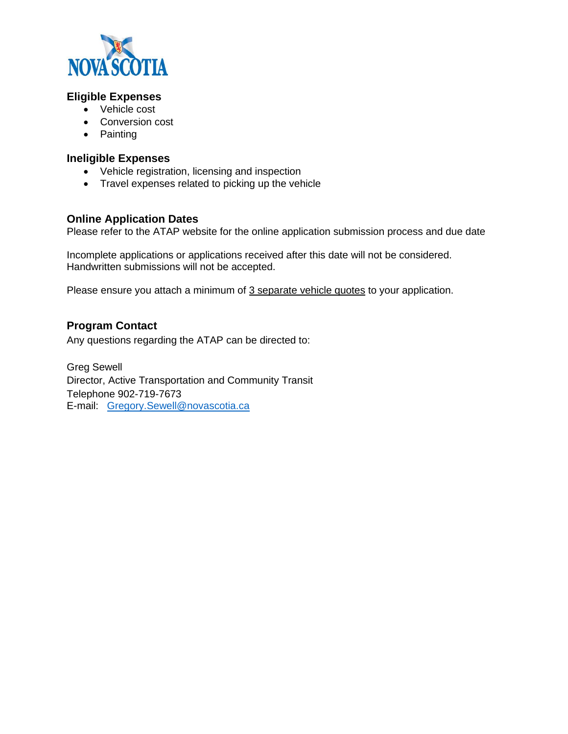## Eligible Expenses

- Vehicle cost
- Conversion cost
- Painting

## Ineligible Expenses

- Vehicle registration, licensing and inspection
- Travel expenses related to picking up the vehicle

## Online Application Dates

Please refer to the ATAP website for the online application submission process and due date

Incomplete applications or applications received after this date will not be considered. Handwritten submissions will not be accepted.

Please ensure you attach a minimum of 3 separate vehicle quotes to your application.

## Program Contact

Any questions regarding the ATAP can be directed to:

Greg Sewell
Director, Active Transportation and Community Transit
Telephone 902-719-7673
E-mail: Gregory.Sewell@novascotia.ca